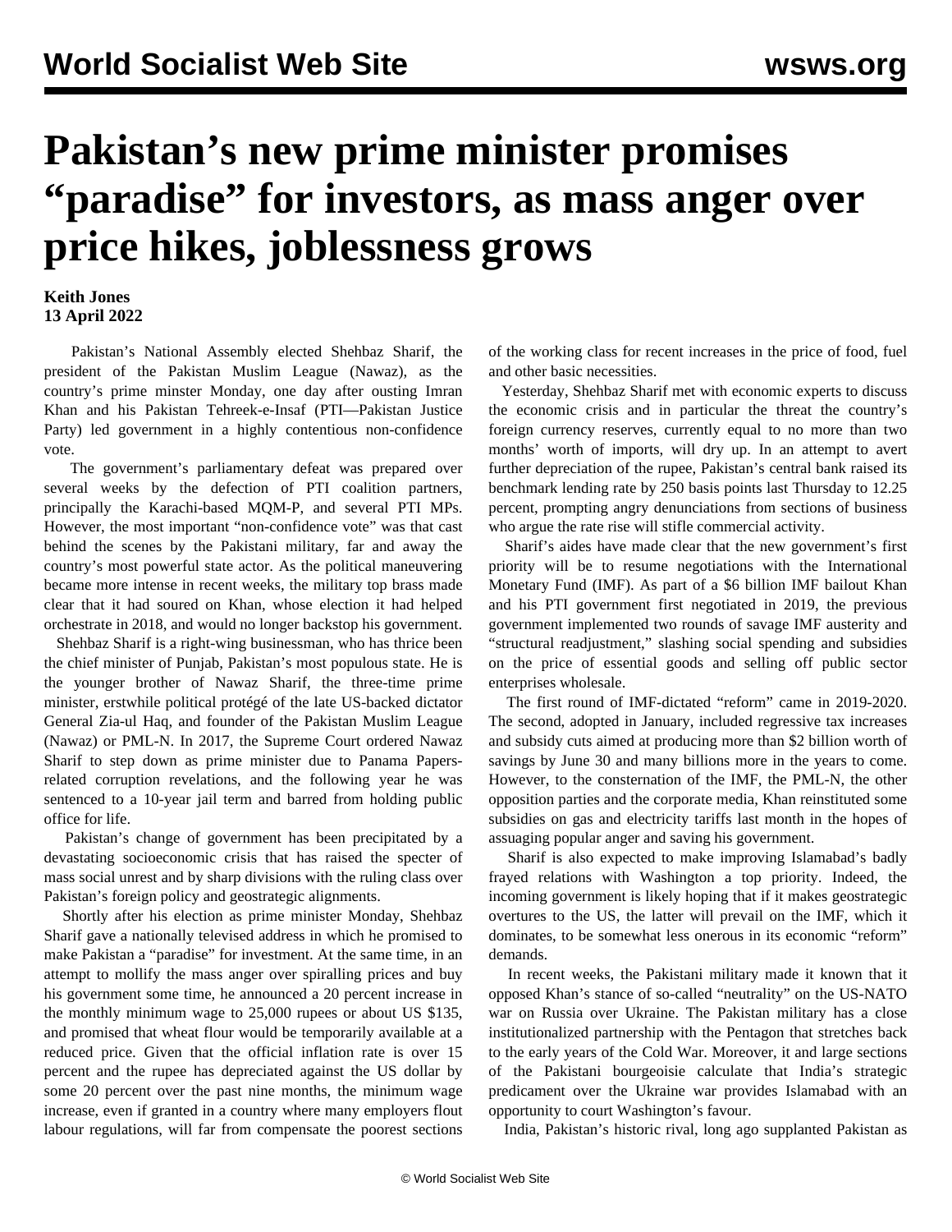# Pakistan's new prime minister promises "paradise" for investors, as mass anger over price hikes, joblessness grows

**Keith Jones**
**13 April 2022**

Pakistan's National Assembly elected Shehbaz Sharif, the president of the Pakistan Muslim League (Nawaz), as the country's prime minster Monday, one day after ousting Imran Khan and his Pakistan Tehreek-e-Insaf (PTI—Pakistan Justice Party) led government in a highly contentious non-confidence vote.

The government's parliamentary defeat was prepared over several weeks by the defection of PTI coalition partners, principally the Karachi-based MQM-P, and several PTI MPs. However, the most important "non-confidence vote" was that cast behind the scenes by the Pakistani military, far and away the country's most powerful state actor. As the political maneuvering became more intense in recent weeks, the military top brass made clear that it had soured on Khan, whose election it had helped orchestrate in 2018, and would no longer backstop his government.

Shehbaz Sharif is a right-wing businessman, who has thrice been the chief minister of Punjab, Pakistan's most populous state. He is the younger brother of Nawaz Sharif, the three-time prime minister, erstwhile political protégé of the late US-backed dictator General Zia-ul Haq, and founder of the Pakistan Muslim League (Nawaz) or PML-N. In 2017, the Supreme Court ordered Nawaz Sharif to step down as prime minister due to Panama Papers-related corruption revelations, and the following year he was sentenced to a 10-year jail term and barred from holding public office for life.

Pakistan's change of government has been precipitated by a devastating socioeconomic crisis that has raised the specter of mass social unrest and by sharp divisions with the ruling class over Pakistan's foreign policy and geostrategic alignments.

Shortly after his election as prime minister Monday, Shehbaz Sharif gave a nationally televised address in which he promised to make Pakistan a "paradise" for investment. At the same time, in an attempt to mollify the mass anger over spiralling prices and buy his government some time, he announced a 20 percent increase in the monthly minimum wage to 25,000 rupees or about US $135, and promised that wheat flour would be temporarily available at a reduced price. Given that the official inflation rate is over 15 percent and the rupee has depreciated against the US dollar by some 20 percent over the past nine months, the minimum wage increase, even if granted in a country where many employers flout labour regulations, will far from compensate the poorest sections of the working class for recent increases in the price of food, fuel and other basic necessities.

Yesterday, Shehbaz Sharif met with economic experts to discuss the economic crisis and in particular the threat the country's foreign currency reserves, currently equal to no more than two months' worth of imports, will dry up. In an attempt to avert further depreciation of the rupee, Pakistan's central bank raised its benchmark lending rate by 250 basis points last Thursday to 12.25 percent, prompting angry denunciations from sections of business who argue the rate rise will stifle commercial activity.

Sharif's aides have made clear that the new government's first priority will be to resume negotiations with the International Monetary Fund (IMF). As part of a $6 billion IMF bailout Khan and his PTI government first negotiated in 2019, the previous government implemented two rounds of savage IMF austerity and "structural readjustment," slashing social spending and subsidies on the price of essential goods and selling off public sector enterprises wholesale.

The first round of IMF-dictated "reform" came in 2019-2020. The second, adopted in January, included regressive tax increases and subsidy cuts aimed at producing more than $2 billion worth of savings by June 30 and many billions more in the years to come. However, to the consternation of the IMF, the PML-N, the other opposition parties and the corporate media, Khan reinstituted some subsidies on gas and electricity tariffs last month in the hopes of assuaging popular anger and saving his government.

Sharif is also expected to make improving Islamabad's badly frayed relations with Washington a top priority. Indeed, the incoming government is likely hoping that if it makes geostrategic overtures to the US, the latter will prevail on the IMF, which it dominates, to be somewhat less onerous in its economic "reform" demands.

In recent weeks, the Pakistani military made it known that it opposed Khan's stance of so-called "neutrality" on the US-NATO war on Russia over Ukraine. The Pakistan military has a close institutionalized partnership with the Pentagon that stretches back to the early years of the Cold War. Moreover, it and large sections of the Pakistani bourgeoisie calculate that India's strategic predicament over the Ukraine war provides Islamabad with an opportunity to court Washington's favour.

India, Pakistan's historic rival, long ago supplanted Pakistan as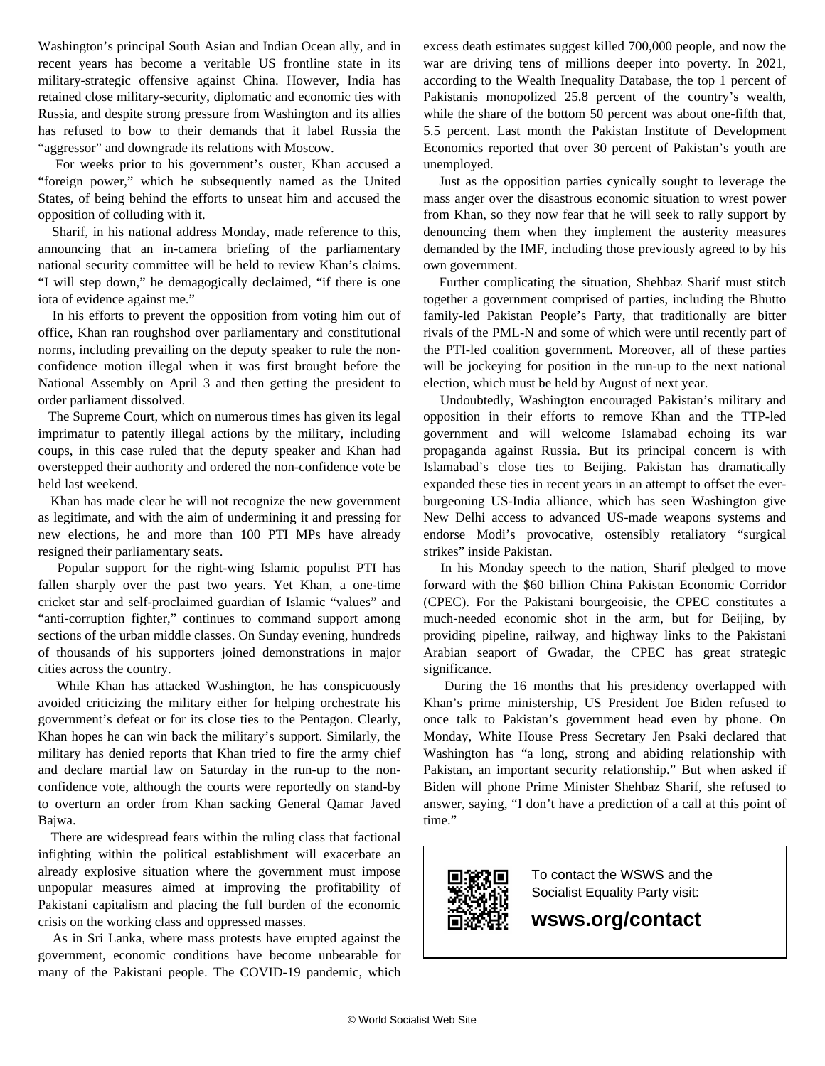Washington's principal South Asian and Indian Ocean ally, and in recent years has become a veritable US frontline state in its military-strategic offensive against China. However, India has retained close military-security, diplomatic and economic ties with Russia, and despite strong pressure from Washington and its allies has refused to bow to their demands that it label Russia the "aggressor" and downgrade its relations with Moscow.

For weeks prior to his government's ouster, Khan accused a "foreign power," which he subsequently named as the United States, of being behind the efforts to unseat him and accused the opposition of colluding with it.

Sharif, in his national address Monday, made reference to this, announcing that an in-camera briefing of the parliamentary national security committee will be held to review Khan's claims. "I will step down," he demagogically declaimed, "if there is one iota of evidence against me."

In his efforts to prevent the opposition from voting him out of office, Khan ran roughshod over parliamentary and constitutional norms, including prevailing on the deputy speaker to rule the non-confidence motion illegal when it was first brought before the National Assembly on April 3 and then getting the president to order parliament dissolved.

The Supreme Court, which on numerous times has given its legal imprimatur to patently illegal actions by the military, including coups, in this case ruled that the deputy speaker and Khan had overstepped their authority and ordered the non-confidence vote be held last weekend.

Khan has made clear he will not recognize the new government as legitimate, and with the aim of undermining it and pressing for new elections, he and more than 100 PTI MPs have already resigned their parliamentary seats.

Popular support for the right-wing Islamic populist PTI has fallen sharply over the past two years. Yet Khan, a one-time cricket star and self-proclaimed guardian of Islamic "values" and "anti-corruption fighter," continues to command support among sections of the urban middle classes. On Sunday evening, hundreds of thousands of his supporters joined demonstrations in major cities across the country.

While Khan has attacked Washington, he has conspicuously avoided criticizing the military either for helping orchestrate his government's defeat or for its close ties to the Pentagon. Clearly, Khan hopes he can win back the military's support. Similarly, the military has denied reports that Khan tried to fire the army chief and declare martial law on Saturday in the run-up to the non-confidence vote, although the courts were reportedly on stand-by to overturn an order from Khan sacking General Qamar Javed Bajwa.

There are widespread fears within the ruling class that factional infighting within the political establishment will exacerbate an already explosive situation where the government must impose unpopular measures aimed at improving the profitability of Pakistani capitalism and placing the full burden of the economic crisis on the working class and oppressed masses.

As in Sri Lanka, where mass protests have erupted against the government, economic conditions have become unbearable for many of the Pakistani people. The COVID-19 pandemic, which excess death estimates suggest killed 700,000 people, and now the war are driving tens of millions deeper into poverty. In 2021, according to the Wealth Inequality Database, the top 1 percent of Pakistanis monopolized 25.8 percent of the country's wealth, while the share of the bottom 50 percent was about one-fifth that, 5.5 percent. Last month the Pakistan Institute of Development Economics reported that over 30 percent of Pakistan's youth are unemployed.

Just as the opposition parties cynically sought to leverage the mass anger over the disastrous economic situation to wrest power from Khan, so they now fear that he will seek to rally support by denouncing them when they implement the austerity measures demanded by the IMF, including those previously agreed to by his own government.

Further complicating the situation, Shehbaz Sharif must stitch together a government comprised of parties, including the Bhutto family-led Pakistan People's Party, that traditionally are bitter rivals of the PML-N and some of which were until recently part of the PTI-led coalition government. Moreover, all of these parties will be jockeying for position in the run-up to the next national election, which must be held by August of next year.

Undoubtedly, Washington encouraged Pakistan's military and opposition in their efforts to remove Khan and the TTP-led government and will welcome Islamabad echoing its war propaganda against Russia. But its principal concern is with Islamabad's close ties to Beijing. Pakistan has dramatically expanded these ties in recent years in an attempt to offset the ever-burgeoning US-India alliance, which has seen Washington give New Delhi access to advanced US-made weapons systems and endorse Modi's provocative, ostensibly retaliatory "surgical strikes" inside Pakistan.

In his Monday speech to the nation, Sharif pledged to move forward with the $60 billion China Pakistan Economic Corridor (CPEC). For the Pakistani bourgeoisie, the CPEC constitutes a much-needed economic shot in the arm, but for Beijing, by providing pipeline, railway, and highway links to the Pakistani Arabian seaport of Gwadar, the CPEC has great strategic significance.

During the 16 months that his presidency overlapped with Khan's prime ministership, US President Joe Biden refused to once talk to Pakistan's government head even by phone. On Monday, White House Press Secretary Jen Psaki declared that Washington has "a long, strong and abiding relationship with Pakistan, an important security relationship." But when asked if Biden will phone Prime Minister Shehbaz Sharif, she refused to answer, saying, "I don't have a prediction of a call at this point of time."

To contact the WSWS and the Socialist Equality Party visit:

**wsws.org/contact**